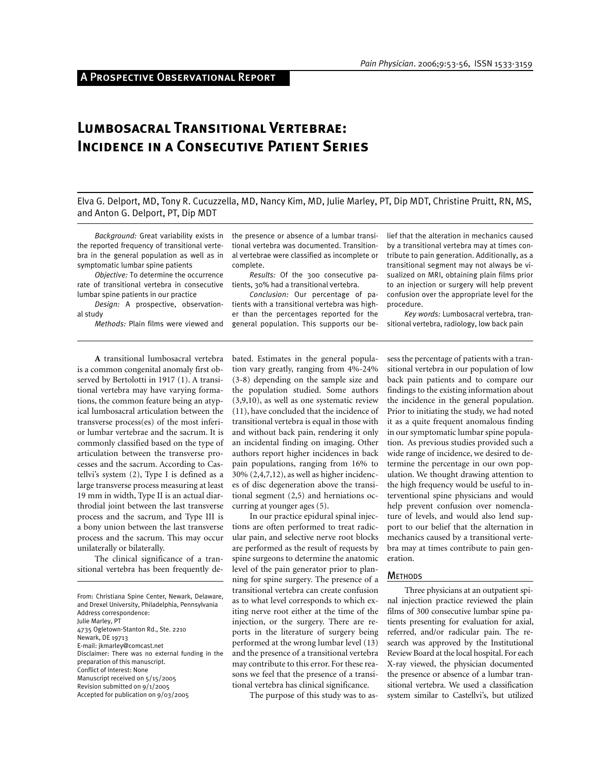## A Prospective Observational Report

# Lumbosacral Transitional Vertebrae: Incidence in a Consecutive Patient Series

Elva G. Delport, MD, Tony R. Cucuzzella, MD, Nancy Kim, MD, Julie Marley, PT, Dip MDT, Christine Pruitt, RN, MS, and Anton G. Delport, PT, Dip MDT

*Background:* Great variability exists in the reported frequency of transitional vertebra in the general population as well as in symptomatic lumbar spine patients

*Objective:* To determine the occurrence rate of transitional vertebra in consecutive lumbar spine patients in our practice

*Design:* A prospective, observational study

*Methods:* Plain films were viewed and the presence or absence of a lumbar transitional vertebra was documented. Transitional vertebrae were classified as incomplete or complete.

*Results:* Of the 300 consecutive patients, 30% had a transitional vertebra.

*Conclusion:* Our percentage of patients with a transitional vertebra was higher than the percentages reported for the general population. This supports our belief that the alteration in mechanics caused by a transitional vertebra may at times contribute to pain generation. Additionally, as a transitional segment may not always be visualized on MRI, obtaining plain films prior to an injection or surgery will help prevent confusion over the appropriate level for the procedure.

*Key words:* Lumbosacral vertebra, transitional vertebra, radiology, low back pain

**A** transitional lumbosacral vertebra is a common congenital anomaly first observed by Bertolotti in 1917 (1). A transitional vertebra may have varying formations, the common feature being an atypical lumbosacral articulation between the transverse process(es) of the most inferior lumbar vertebrae and the sacrum. It is commonly classified based on the type of articulation between the transverse processes and the sacrum. According to Castellvi's system (2), Type I is defined as a large transverse process measuring at least 19 mm in width, Type II is an actual diarthrodial joint between the last transverse process and the sacrum, and Type III is a bony union between the last transverse process and the sacrum. This may occur unilaterally or bilaterally.

The clinical significance of a transitional vertebra has been frequently debated. Estimates in the general population vary greatly, ranging from 4%-24% (3-8) depending on the sample size and the population studied. Some authors (3,9,10), as well as one systematic review (11), have concluded that the incidence of transitional vertebra is equal in those with and without back pain, rendering it only an incidental finding on imaging. Other authors report higher incidences in back pain populations, ranging from 16% to 30% (2,4,7,12), as well as higher incidences of disc degeneration above the transitional segment (2,5) and herniations occurring at younger ages (5).

In our practice epidural spinal injections are often performed to treat radicular pain, and selective nerve root blocks are performed as the result of requests by spine surgeons to determine the anatomic level of the pain generator prior to planning for spine surgery. The presence of a transitional vertebra can create confusion as to what level corresponds to which exiting nerve root either at the time of the injection, or the surgery. There are reports in the literature of surgery being performed at the wrong lumbar level (13) and the presence of a transitional vertebra may contribute to this error. For these reasons we feel that the presence of a transitional vertebra has clinical significance.

The purpose of this study was to assess the percentage of patients with a transitional vertebra in our population of low back pain patients and to compare our findings to the existing information about the incidence in the general population. Prior to initiating the study, we had noted it as a quite frequent anomalous finding in our symptomatic lumbar spine population. As previous studies provided such a wide range of incidence, we desired to determine the percentage in our own population. We thought drawing attention to the high frequency would be useful to interventional spine physicians and would help prevent confusion over nomenclature of levels, and would also lend support to our belief that the alternation in mechanics caused by a transitional vertebra may at times contribute to pain generation.

## Methods

Three physicians at an outpatient spinal injection practice reviewed the plain films of 300 consecutive lumbar spine patients presenting for evaluation for axial, referred, and/or radicular pain. The research was approved by the Institutional Review Board at the local hospital. For each X-ray viewed, the physician documented the presence or absence of a lumbar transitional vertebra. We used a classification system similar to Castellvi's, but utilized

From: Christiana Spine Center, Newark, Delaware, and Drexel University, Philadelphia, Pennsylvania
Address correspondence:
Julie Marley, PT
4735 Ogletown-Stanton Rd., Ste. 2210
Newark, DE 19713
E-mail: jkmarley@comcast.net
Disclaimer: There was no external funding in the preparation of this manuscript.
Conflict of Interest: None
Manuscript received on 5/15/2005
Revision submitted on 9/1/2005
Accepted for publication on 9/03/2005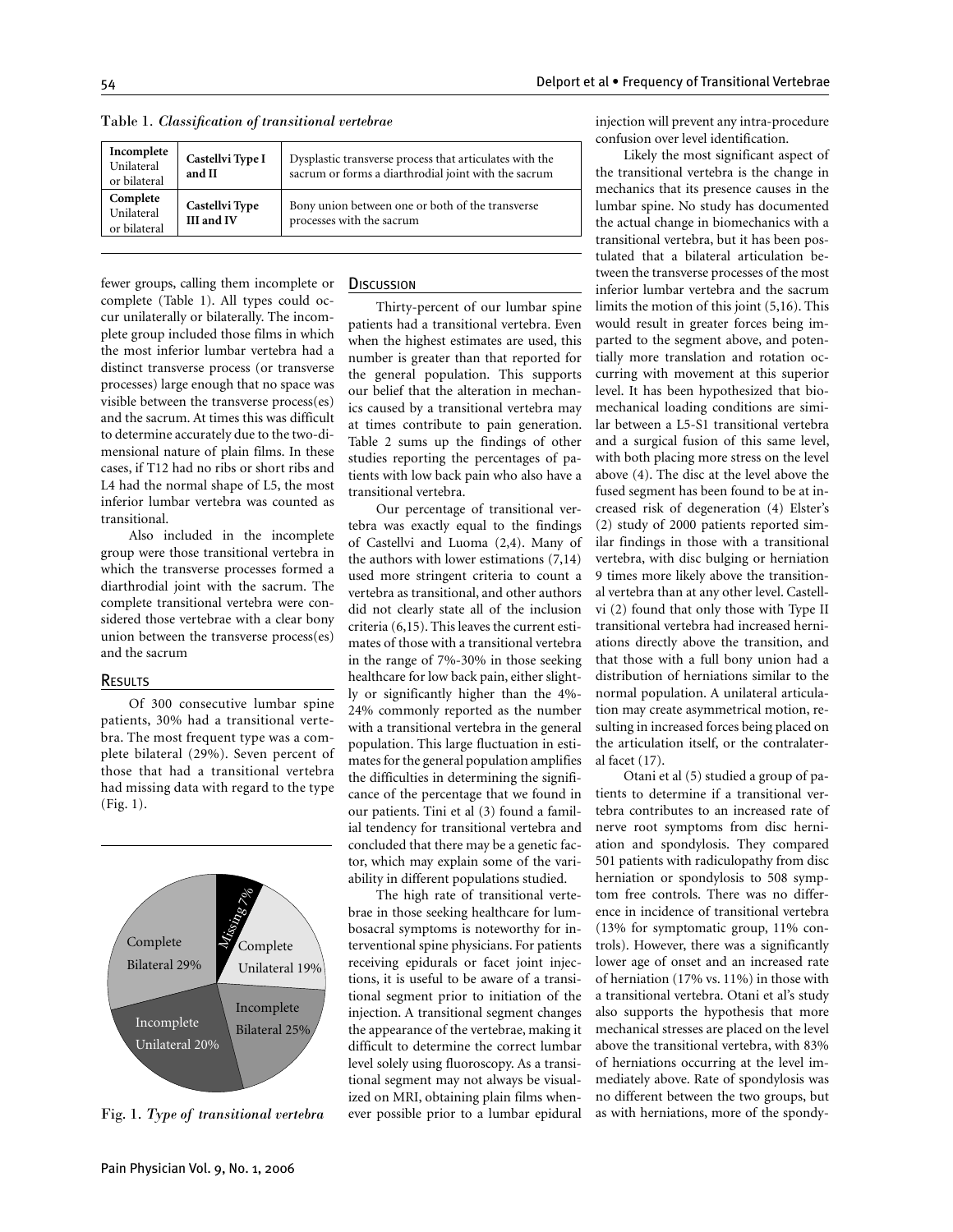Table 1. *Classification of transitional vertebrae*

| | | |
|---|---|---|
| **Incomplete** Unilateral or bilateral | **Castellvi Type I and II** | Dysplastic transverse process that articulates with the sacrum or forms a diarthrodial joint with the sacrum |
| **Complete** Unilateral or bilateral | **Castellvi Type III and IV** | Bony union between one or both of the transverse processes with the sacrum |

fewer groups, calling them incomplete or complete (Table 1). All types could occur unilaterally or bilaterally. The incomplete group included those films in which the most inferior lumbar vertebra had a distinct transverse process (or transverse processes) large enough that no space was visible between the transverse process(es) and the sacrum. At times this was difficult to determine accurately due to the two-dimensional nature of plain films. In these cases, if T12 had no ribs or short ribs and L4 had the normal shape of L5, the most inferior lumbar vertebra was counted as transitional.

Also included in the incomplete group were those transitional vertebra in which the transverse processes formed a diarthrodial joint with the sacrum. The complete transitional vertebra were considered those vertebrae with a clear bony union between the transverse process(es) and the sacrum

## Results

Of 300 consecutive lumbar spine patients, 30% had a transitional vertebra. The most frequent type was a complete bilateral (29%). Seven percent of those that had a transitional vertebra had missing data with regard to the type (Fig. 1).

| Type of transitional vertebra | Percentage |
|---|---|
| Missing | 7% |
| Complete Unilateral | 19% |
| Incomplete Bilateral | 25% |
| Incomplete Unilateral | 20% |
| Complete Bilateral | 29% |

Fig. 1. *Type of transitional vertebra*

## Discussion

Thirty-percent of our lumbar spine patients had a transitional vertebra. Even when the highest estimates are used, this number is greater than that reported for the general population. This supports our belief that the alteration in mechanics caused by a transitional vertebra may at times contribute to pain generation. Table 2 sums up the findings of other studies reporting the percentages of patients with low back pain who also have a transitional vertebra.

Our percentage of transitional vertebra was exactly equal to the findings of Castellvi and Luoma (2,4). Many of the authors with lower estimations (7,14) used more stringent criteria to count a vertebra as transitional, and other authors did not clearly state all of the inclusion criteria (6,15). This leaves the current estimates of those with a transitional vertebra in the range of 7%-30% in those seeking healthcare for low back pain, either slightly or significantly higher than the 4%-24% commonly reported as the number with a transitional vertebra in the general population. This large fluctuation in estimates for the general population amplifies the difficulties in determining the significance of the percentage that we found in our patients. Tini et al (3) found a familial tendency for transitional vertebra and concluded that there may be a genetic factor, which may explain some of the variability in different populations studied.

The high rate of transitional vertebrae in those seeking healthcare for lumbosacral symptoms is noteworthy for interventional spine physicians. For patients receiving epidurals or facet joint injections, it is useful to be aware of a transitional segment prior to initiation of the injection. A transitional segment changes the appearance of the vertebrae, making it difficult to determine the correct lumbar level solely using fluoroscopy. As a transitional segment may not always be visualized on MRI, obtaining plain films whenever possible prior to a lumbar epidural injection will prevent any intra-procedure confusion over level identification.

Likely the most significant aspect of the transitional vertebra is the change in mechanics that its presence causes in the lumbar spine. No study has documented the actual change in biomechanics with a transitional vertebra, but it has been postulated that a bilateral articulation between the transverse processes of the most inferior lumbar vertebra and the sacrum limits the motion of this joint (5,16). This would result in greater forces being imparted to the segment above, and potentially more translation and rotation occurring with movement at this superior level. It has been hypothesized that biomechanical loading conditions are similar between a L5-S1 transitional vertebra and a surgical fusion of this same level, with both placing more stress on the level above (4). The disc at the level above the fused segment has been found to be at increased risk of degeneration (4) Elster's (2) study of 2000 patients reported similar findings in those with a transitional vertebra, with disc bulging or herniation 9 times more likely above the transitional vertebra than at any other level. Castellvi (2) found that only those with Type II transitional vertebra had increased herniations directly above the transition, and that those with a full bony union had a distribution of herniations similar to the normal population. A unilateral articulation may create asymmetrical motion, resulting in increased forces being placed on the articulation itself, or the contralateral facet (17).

Otani et al (5) studied a group of patients to determine if a transitional vertebra contributes to an increased rate of nerve root symptoms from disc herniation and spondylosis. They compared 501 patients with radiculopathy from disc herniation or spondylosis to 508 symptom free controls. There was no difference in incidence of transitional vertebra (13% for symptomatic group, 11% controls). However, there was a significantly lower age of onset and an increased rate of herniation (17% vs. 11%) in those with a transitional vertebra. Otani et al's study also supports the hypothesis that more mechanical stresses are placed on the level above the transitional vertebra, with 83% of herniations occurring at the level immediately above. Rate of spondylosis was no different between the two groups, but as with herniations, more of the spondy-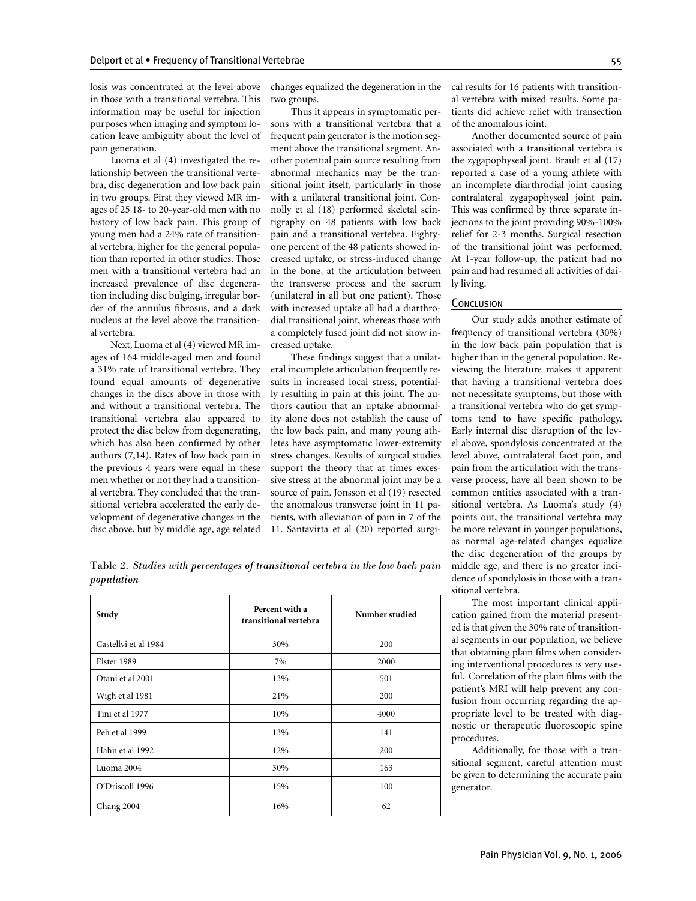losis was concentrated at the level above in those with a transitional vertebra. This information may be useful for injection purposes when imaging and symptom location leave ambiguity about the level of pain generation.

Luoma et al (4) investigated the relationship between the transitional vertebra, disc degeneration and low back pain in two groups. First they viewed MR images of 25 18- to 20-year-old men with no history of low back pain. This group of young men had a 24% rate of transitional vertebra, higher for the general population than reported in other studies. Those men with a transitional vertebra had an increased prevalence of disc degeneration including disc bulging, irregular border of the annulus fibrosus, and a dark nucleus at the level above the transitional vertebra.

Next, Luoma et al (4) viewed MR images of 164 middle-aged men and found a 31% rate of transitional vertebra. They found equal amounts of degenerative changes in the discs above in those with and without a transitional vertebra. The transitional vertebra also appeared to protect the disc below from degenerating, which has also been confirmed by other authors (7,14). Rates of low back pain in the previous 4 years were equal in these men whether or not they had a transitional vertebra. They concluded that the transitional vertebra accelerated the early development of degenerative changes in the disc above, but by middle age, age related changes equalized the degeneration in the two groups.

Thus it appears in symptomatic persons with a transitional vertebra that a frequent pain generator is the motion segment above the transitional segment. Another potential pain source resulting from abnormal mechanics may be the transitional joint itself, particularly in those with a unilateral transitional joint. Connolly et al (18) performed skeletal scintigraphy on 48 patients with low back pain and a transitional vertebra. Eighty-one percent of the 48 patients showed increased uptake, or stress-induced change in the bone, at the articulation between the transverse process and the sacrum (unilateral in all but one patient). Those with increased uptake all had a diarthrodial transitional joint, whereas those with a completely fused joint did not show increased uptake.

These findings suggest that a unilateral incomplete articulation frequently results in increased local stress, potentially resulting in pain at this joint. The authors caution that an uptake abnormality alone does not establish the cause of the low back pain, and many young athletes have asymptomatic lower-extremity stress changes. Results of surgical studies support the theory that at times excessive stress at the abnormal joint may be a source of pain. Jonsson et al (19) resected the anomalous transverse joint in 11 patients, with alleviation of pain in 7 of the 11. Santavirta et al (20) reported surgical results for 16 patients with transitional vertebra with mixed results. Some patients did achieve relief with transection of the anomalous joint.

Another documented source of pain associated with a transitional vertebra is the zygapophyseal joint. Brault et al (17) reported a case of a young athlete with an incomplete diarthrodial joint causing contralateral zygapophyseal joint pain. This was confirmed by three separate injections to the joint providing 90%-100% relief for 2-3 months. Surgical resection of the transitional joint was performed. At 1-year follow-up, the patient had no pain and had resumed all activities of daily living.

Table 2. *Studies with percentages of transitional vertebra in the low back pain population*

| Study | Percent with a transitional vertebra | Number studied |
|---|---|---|
| Castellvi et al 1984 | 30% | 200 |
| Elster 1989 | 7% | 2000 |
| Otani et al 2001 | 13% | 501 |
| Wigh et al 1981 | 21% | 200 |
| Tini et al 1977 | 10% | 4000 |
| Peh et al 1999 | 13% | 141 |
| Hahn et al 1992 | 12% | 200 |
| Luoma 2004 | 30% | 163 |
| O'Driscoll 1996 | 15% | 100 |
| Chang 2004 | 16% | 62 |

## Conclusion

Our study adds another estimate of frequency of transitional vertebra (30%) in the low back pain population that is higher than in the general population. Reviewing the literature makes it apparent that having a transitional vertebra does not necessitate symptoms, but those with a transitional vertebra who do get symptoms tend to have specific pathology. Early internal disc disruption of the level above, spondylosis concentrated at the level above, contralateral facet pain, and pain from the articulation with the transverse process, have all been shown to be common entities associated with a transitional vertebra. As Luoma's study (4) points out, the transitional vertebra may be more relevant in younger populations, as normal age-related changes equalize the disc degeneration of the groups by middle age, and there is no greater incidence of spondylosis in those with a transitional vertebra.

The most important clinical application gained from the material presented is that given the 30% rate of transitional segments in our population, we believe that obtaining plain films when considering interventional procedures is very useful. Correlation of the plain films with the patient's MRI will help prevent any confusion from occurring regarding the appropriate level to be treated with diagnostic or therapeutic fluoroscopic spine procedures.

Additionally, for those with a transitional segment, careful attention must be given to determining the accurate pain generator.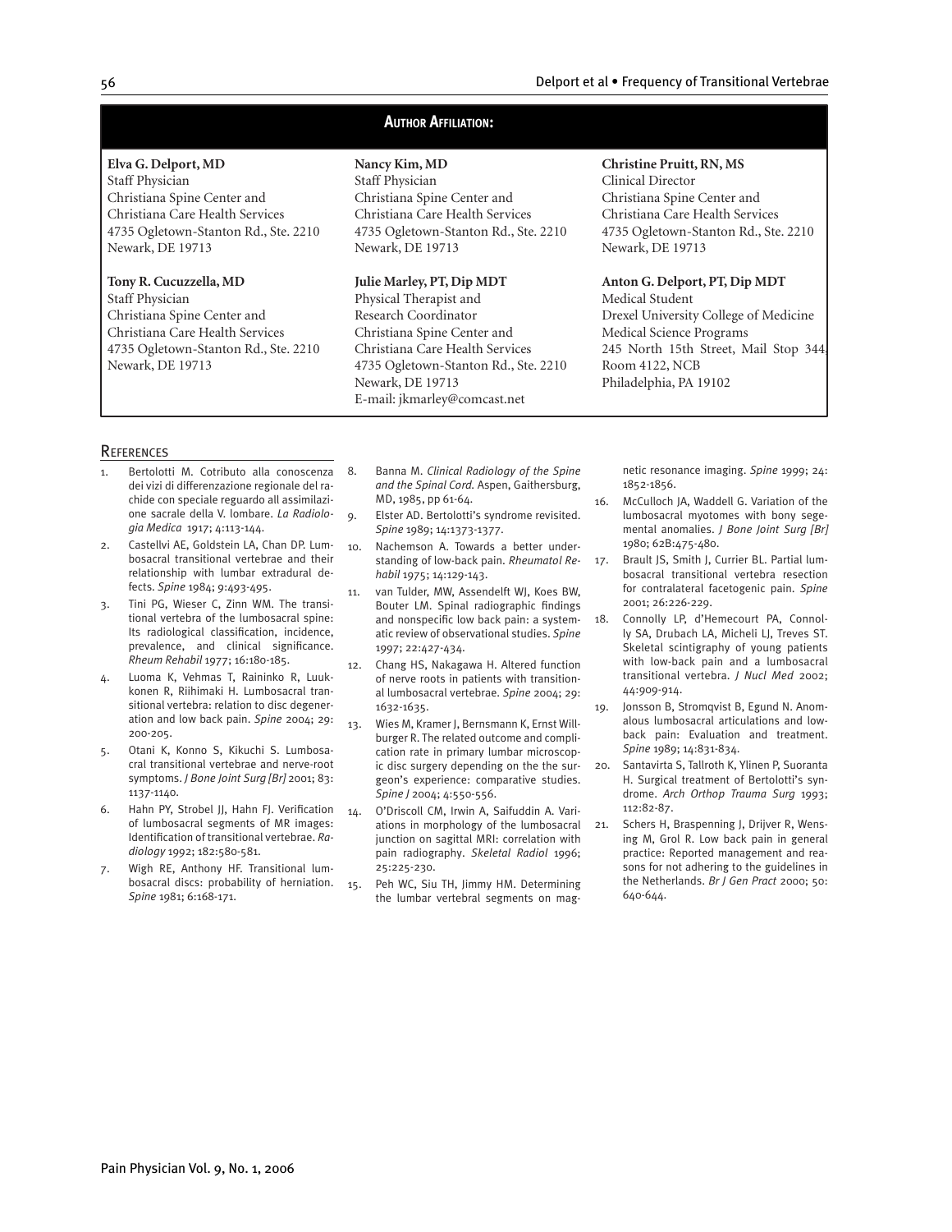## Author Affiliation:

**Elva G. Delport, MD**
Staff Physician
Christiana Spine Center and
Christiana Care Health Services
4735 Ogletown-Stanton Rd., Ste. 2210
Newark, DE 19713

**Nancy Kim, MD**
Staff Physician
Christiana Spine Center and
Christiana Care Health Services
4735 Ogletown-Stanton Rd., Ste. 2210
Newark, DE 19713

**Christine Pruitt, RN, MS**
Clinical Director
Christiana Spine Center and
Christiana Care Health Services
4735 Ogletown-Stanton Rd., Ste. 2210
Newark, DE 19713

**Tony R. Cucuzzella, MD**
Staff Physician
Christiana Spine Center and
Christiana Care Health Services
4735 Ogletown-Stanton Rd., Ste. 2210
Newark, DE 19713

**Julie Marley, PT, Dip MDT**
Physical Therapist and
Research Coordinator
Christiana Spine Center and
Christiana Care Health Services
4735 Ogletown-Stanton Rd., Ste. 2210
Newark, DE 19713
E-mail: jkmarley@comcast.net

**Anton G. Delport, PT, Dip MDT**
Medical Student
Drexel University College of Medicine
Medical Science Programs
245 North 15th Street, Mail Stop 344,
Room 4122, NCB
Philadelphia, PA 19102

## References

1. Bertolotti M. Cotributo alla conoscenza dei vizi di differenzazione regionale del rachide con speciale reguardo all assimilazione sacrale della V. lombare. *La Radiologia Medica* 1917; 4:113-144.
2. Castellvi AE, Goldstein LA, Chan DP. Lumbosacral transitional vertebrae and their relationship with lumbar extradural defects. *Spine* 1984; 9:493-495.
3. Tini PG, Wieser C, Zinn WM. The transitional vertebra of the lumbosacral spine: Its radiological classification, incidence, prevalence, and clinical significance. *Rheum Rehabil* 1977; 16:180-185.
4. Luoma K, Vehmas T, Raininko R, Luukkonen R, Riihimaki H. Lumbosacral transitional vertebra: relation to disc degeneration and low back pain. *Spine* 2004; 29: 200-205.
5. Otani K, Konno S, Kikuchi S. Lumbosacral transitional vertebrae and nerve-root symptoms. *J Bone Joint Surg [Br]* 2001; 83: 1137-1140.
6. Hahn PY, Strobel JJ, Hahn FJ. Verification of lumbosacral segments of MR images: Identification of transitional vertebrae. *Radiology* 1992; 182:580-581.
7. Wigh RE, Anthony HF. Transitional lumbosacral discs: probability of herniation. *Spine* 1981; 6:168-171.
8. Banna M. *Clinical Radiology of the Spine and the Spinal Cord.* Aspen, Gaithersburg, MD, 1985, pp 61-64.
9. Elster AD. Bertolotti's syndrome revisited. *Spine* 1989; 14:1373-1377.
10. Nachemson A. Towards a better understanding of low-back pain. *Rheumatol Rehabil* 1975; 14:129-143.
11. van Tulder, MW, Assendelft WJ, Koes BW, Bouter LM. Spinal radiographic findings and nonspecific low back pain: a systematic review of observational studies. *Spine* 1997; 22:427-434.
12. Chang HS, Nakagawa H. Altered function of nerve roots in patients with transitional lumbosacral vertebrae. *Spine* 2004; 29: 1632-1635.
13. Wies M, Kramer J, Bernsmann K, Ernst Willburger R. The related outcome and complication rate in primary lumbar microscopic disc surgery depending on the the surgeon's experience: comparative studies. *Spine J* 2004; 4:550-556.
14. O'Driscoll CM, Irwin A, Saifuddin A. Variations in morphology of the lumbosacral junction on sagittal MRI: correlation with pain radiography. *Skeletal Radiol* 1996; 25:225-230.
15. Peh WC, Siu TH, Jimmy HM. Determining the lumbar vertebral segments on magnetic resonance imaging. *Spine* 1999; 24: 1852-1856.
16. McCulloch JA, Waddell G. Variation of the lumbosacral myotomes with bony segemental anomalies. *J Bone Joint Surg [Br]* 1980; 62B:475-480.
17. Brault JS, Smith J, Currier BL. Partial lumbosacral transitional vertebra resection for contralateral facetogenic pain. *Spine* 2001; 26:226-229.
18. Connolly LP, d'Hemecourt PA, Connolly SA, Drubach LA, Micheli LJ, Treves ST. Skeletal scintigraphy of young patients with low-back pain and a lumbosacral transitional vertebra. *J Nucl Med* 2002; 44:909-914.
19. Jonsson B, Stromqvist B, Egund N. Anomalous lumbosacral articulations and low-back pain: Evaluation and treatment. *Spine* 1989; 14:831-834.
20. Santavirta S, Tallroth K, Ylinen P, Suoranta H. Surgical treatment of Bertolotti's syndrome. *Arch Orthop Trauma Surg* 1993; 112:82-87.
21. Schers H, Braspenning J, Drijver R, Wensing M, Grol R. Low back pain in general practice: Reported management and reasons for not adhering to the guidelines in the Netherlands. *Br J Gen Pract* 2000; 50: 640-644.